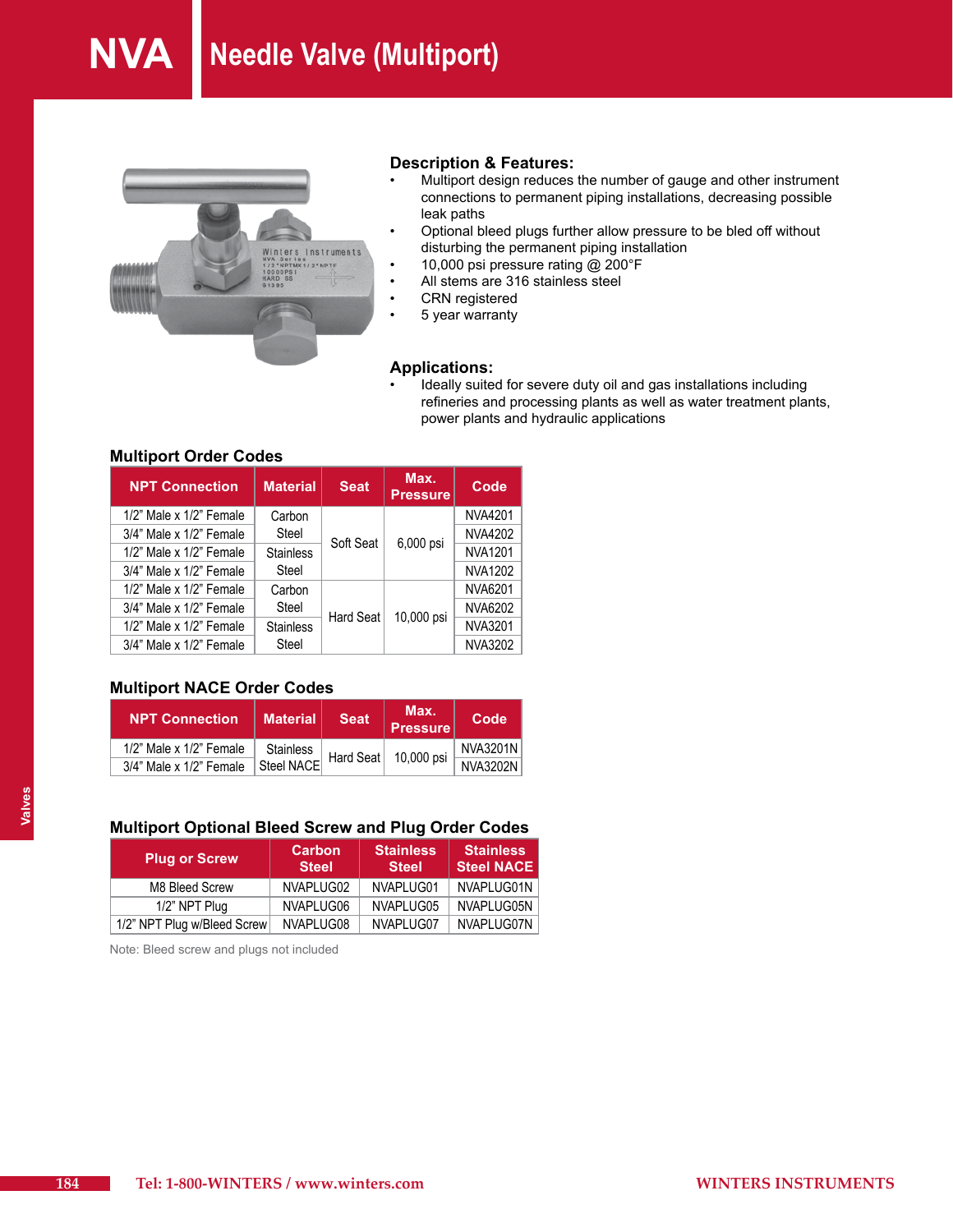# NVA Needle Valve (Multiport)

## Description & Features:

- Multiport design reduces the number of gauge and other instrument connections to permanent piping installations, decreasing possible leak paths
- Optional bleed plugs further allow pressure to be bled off without disturbing the permanent piping installation
- 10,000 psi pressure rating @ 200°F
- All stems are 316 stainless steel
- CRN registered
- 5 year warranty

## Applications:

- Ideally suited for severe duty oil and gas installations including refineries and processing plants as well as water treatment plants, power plants and hydraulic applications

### Multiport Order Codes

| NPT Connection | Material | Seat | Max. Pressure | Code |
|---|---|---|---|---|
| 1/2" Male x 1/2" Female | Carbon Steel | Soft Seat | 6,000 psi | NVA4201 |
| 3/4" Male x 1/2" Female | Carbon Steel | Soft Seat | 6,000 psi | NVA4202 |
| 1/2" Male x 1/2" Female | Stainless Steel | Soft Seat | 6,000 psi | NVA1201 |
| 3/4" Male x 1/2" Female | Stainless Steel | Soft Seat | 6,000 psi | NVA1202 |
| 1/2" Male x 1/2" Female | Carbon Steel | Hard Seat | 10,000 psi | NVA6201 |
| 3/4" Male x 1/2" Female | Carbon Steel | Hard Seat | 10,000 psi | NVA6202 |
| 1/2" Male x 1/2" Female | Stainless Steel | Hard Seat | 10,000 psi | NVA3201 |
| 3/4" Male x 1/2" Female | Stainless Steel | Hard Seat | 10,000 psi | NVA3202 |

### Multiport NACE Order Codes

| NPT Connection | Material | Seat | Max. Pressure | Code |
|---|---|---|---|---|
| 1/2" Male x 1/2" Female | Stainless Steel NACE | Hard Seat | 10,000 psi | NVA3201N |
| 3/4" Male x 1/2" Female | Stainless Steel NACE | Hard Seat | 10,000 psi | NVA3202N |

### Multiport Optional Bleed Screw and Plug Order Codes

| Plug or Screw | Carbon Steel | Stainless Steel | Stainless Steel NACE |
|---|---|---|---|
| M8 Bleed Screw | NVAPLUG02 | NVAPLUG01 | NVAPLUG01N |
| 1/2" NPT Plug | NVAPLUG06 | NVAPLUG05 | NVAPLUG05N |
| 1/2" NPT Plug w/Bleed Screw | NVAPLUG08 | NVAPLUG07 | NVAPLUG07N |

Note: Bleed screw and plugs not included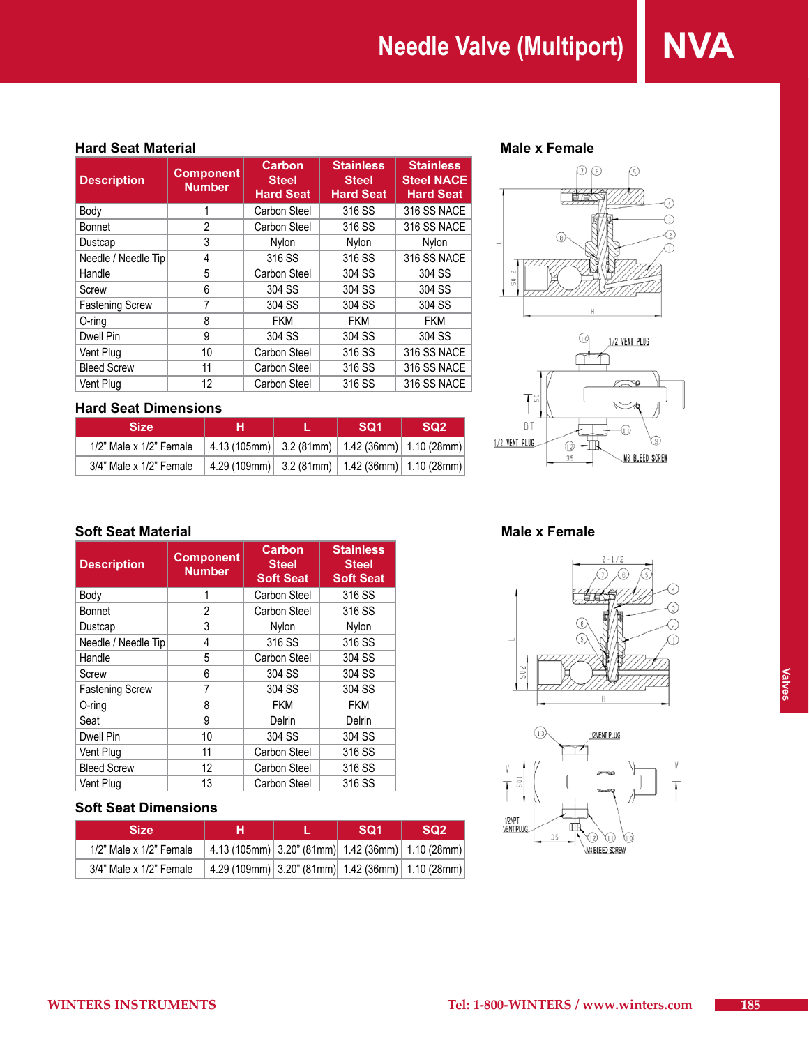# Needle Valve (Multiport) NVA

## Hard Seat Material

| Description | Component Number | Carbon Steel Hard Seat | Stainless Steel Hard Seat | Stainless Steel NACE Hard Seat |
|---|---|---|---|---|
| Body | 1 | Carbon Steel | 316 SS | 316 SS NACE |
| Bonnet | 2 | Carbon Steel | 316 SS | 316 SS NACE |
| Dustcap | 3 | Nylon | Nylon | Nylon |
| Needle / Needle Tip | 4 | 316 SS | 316 SS | 316 SS NACE |
| Handle | 5 | Carbon Steel | 304 SS | 304 SS |
| Screw | 6 | 304 SS | 304 SS | 304 SS |
| Fastening Screw | 7 | 304 SS | 304 SS | 304 SS |
| O-ring | 8 | FKM | FKM | FKM |
| Dwell Pin | 9 | 304 SS | 304 SS | 304 SS |
| Vent Plug | 10 | Carbon Steel | 316 SS | 316 SS NACE |
| Bleed Screw | 11 | Carbon Steel | 316 SS | 316 SS NACE |
| Vent Plug | 12 | Carbon Steel | 316 SS | 316 SS NACE |

## Hard Seat Dimensions

| Size | H | L | SQ1 | SQ2 |
|---|---|---|---|---|
| 1/2" Male x 1/2" Female | 4.13 (105mm) | 3.2 (81mm) | 1.42 (36mm) | 1.10 (28mm) |
| 3/4" Male x 1/2" Female | 4.29 (109mm) | 3.2 (81mm) | 1.42 (36mm) | 1.10 (28mm) |

## Male x Female

1/2 VENT PLUG

1/2 VENT PLUG

M8 BLEED SCREW

## Soft Seat Material

| Description | Component Number | Carbon Steel Soft Seat | Stainless Steel Soft Seat |
|---|---|---|---|
| Body | 1 | Carbon Steel | 316 SS |
| Bonnet | 2 | Carbon Steel | 316 SS |
| Dustcap | 3 | Nylon | Nylon |
| Needle / Needle Tip | 4 | 316 SS | 316 SS |
| Handle | 5 | Carbon Steel | 304 SS |
| Screw | 6 | 304 SS | 304 SS |
| Fastening Screw | 7 | 304 SS | 304 SS |
| O-ring | 8 | FKM | FKM |
| Seat | 9 | Delrin | Delrin |
| Dwell Pin | 10 | 304 SS | 304 SS |
| Vent Plug | 11 | Carbon Steel | 316 SS |
| Bleed Screw | 12 | Carbon Steel | 316 SS |
| Vent Plug | 13 | Carbon Steel | 316 SS |

## Soft Seat Dimensions

| Size | H | L | SQ1 | SQ2 |
|---|---|---|---|---|
| 1/2" Male x 1/2" Female | 4.13 (105mm) | 3.20" (81mm) | 1.42 (36mm) | 1.10 (28mm) |
| 3/4" Male x 1/2" Female | 4.29 (109mm) | 3.20" (81mm) | 1.42 (36mm) | 1.10 (28mm) |

## Male x Female

1/2VENT PLUG

1/2NPT VENT PLUG

M8 BLEED SCREW